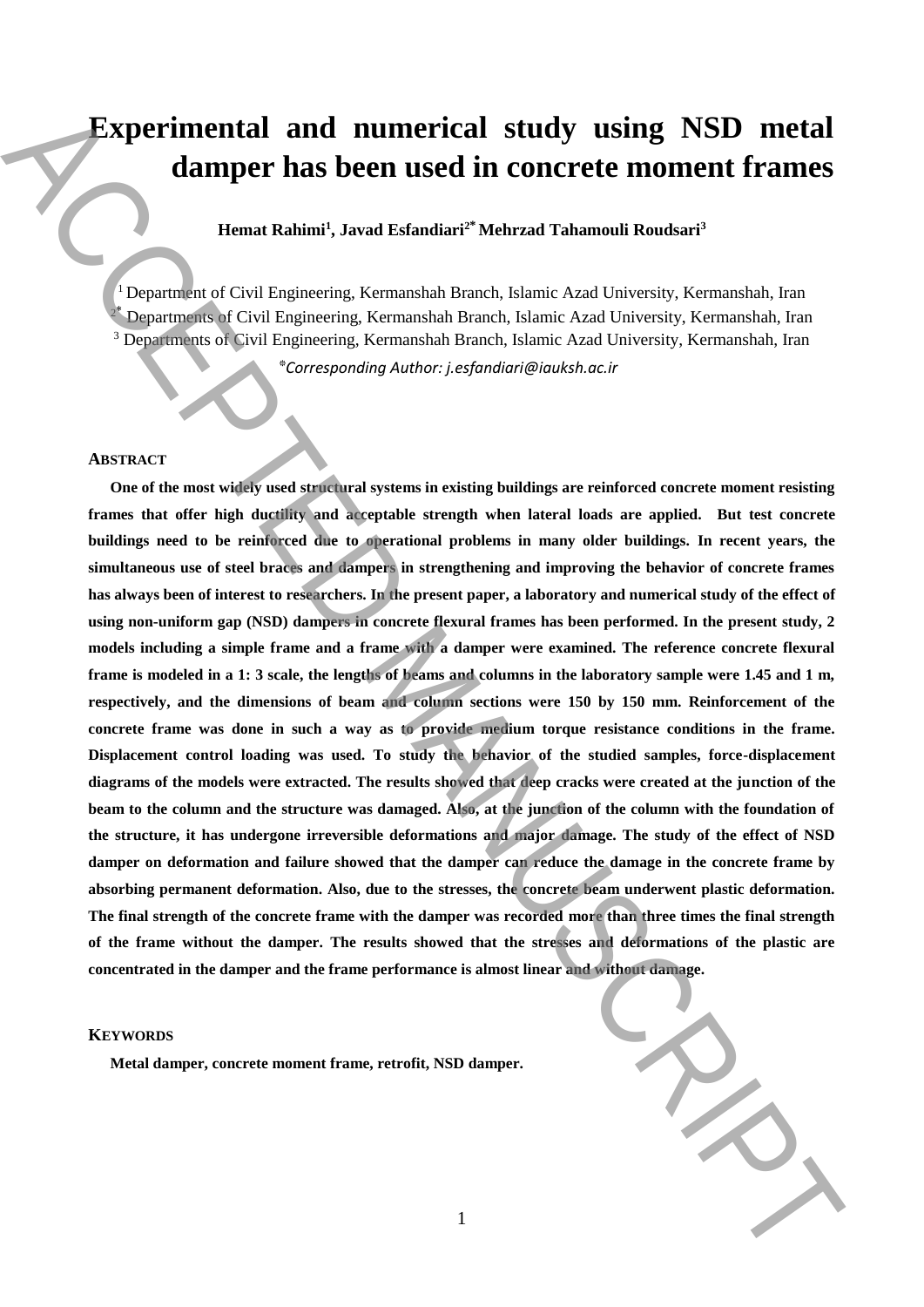# Experimental and numerical study using NSD metal damper has been used in concrete moment frames

**Hemat Rahimi[1], Javad Esfandiari[2*] Mehrzad Tahamouli Roudsari[3]**

[1] Department of Civil Engineering, Kermanshah Branch, Islamic Azad University, Kermanshah, Iran
[2*] Departments of Civil Engineering, Kermanshah Branch, Islamic Azad University, Kermanshah, Iran
[3] Departments of Civil Engineering, Kermanshah Branch, Islamic Azad University, Kermanshah, Iran

*\*Corresponding Author: j.esfandiari@iauksh.ac.ir*

## ABSTRACT

**One of the most widely used structural systems in existing buildings are reinforced concrete moment resisting frames that offer high ductility and acceptable strength when lateral loads are applied. But test concrete buildings need to be reinforced due to operational problems in many older buildings. In recent years, the simultaneous use of steel braces and dampers in strengthening and improving the behavior of concrete frames has always been of interest to researchers. In the present paper, a laboratory and numerical study of the effect of using non-uniform gap (NSD) dampers in concrete flexural frames has been performed. In the present study, 2 models including a simple frame and a frame with a damper were examined. The reference concrete flexural frame is modeled in a 1: 3 scale, the lengths of beams and columns in the laboratory sample were 1.45 and 1 m, respectively, and the dimensions of beam and column sections were 150 by 150 mm. Reinforcement of the concrete frame was done in such a way as to provide medium torque resistance conditions in the frame. Displacement control loading was used. To study the behavior of the studied samples, force-displacement diagrams of the models were extracted. The results showed that deep cracks were created at the junction of the beam to the column and the structure was damaged. Also, at the junction of the column with the foundation of the structure, it has undergone irreversible deformations and major damage. The study of the effect of NSD damper on deformation and failure showed that the damper can reduce the damage in the concrete frame by absorbing permanent deformation. Also, due to the stresses, the concrete beam underwent plastic deformation. The final strength of the concrete frame with the damper was recorded more than three times the final strength of the frame without the damper. The results showed that the stresses and deformations of the plastic are concentrated in the damper and the frame performance is almost linear and without damage.**

## KEYWORDS

**Metal damper, concrete moment frame, retrofit, NSD damper.**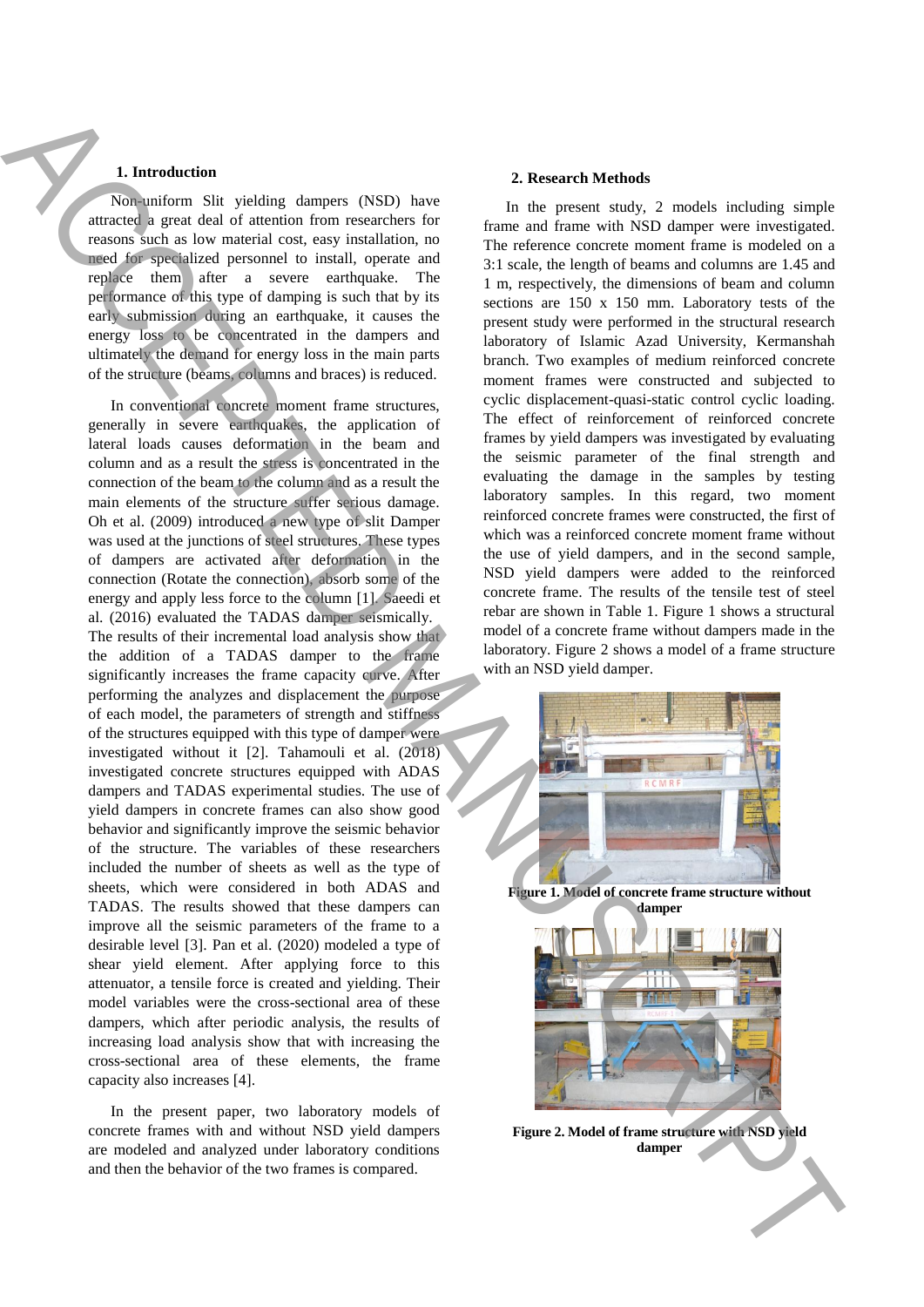## 1. Introduction

Non-uniform Slit yielding dampers (NSD) have attracted a great deal of attention from researchers for reasons such as low material cost, easy installation, no need for specialized personnel to install, operate and replace them after a severe earthquake. The performance of this type of damping is such that by its early submission during an earthquake, it causes the energy loss to be concentrated in the dampers and ultimately the demand for energy loss in the main parts of the structure (beams, columns and braces) is reduced.

In conventional concrete moment frame structures, generally in severe earthquakes, the application of lateral loads causes deformation in the beam and column and as a result the stress is concentrated in the connection of the beam to the column and as a result the main elements of the structure suffer serious damage. Oh et al. (2009) introduced a new type of slit Damper was used at the junctions of steel structures. These types of dampers are activated after deformation in the connection (Rotate the connection), absorb some of the energy and apply less force to the column [1]. Saeedi et al. (2016) evaluated the TADAS damper seismically. The results of their incremental load analysis show that the addition of a TADAS damper to the frame significantly increases the frame capacity curve. After performing the analyzes and displacement the purpose of each model, the parameters of strength and stiffness of the structures equipped with this type of damper were investigated without it [2]. Tahamouli et al. (2018) investigated concrete structures equipped with ADAS dampers and TADAS experimental studies. The use of yield dampers in concrete frames can also show good behavior and significantly improve the seismic behavior of the structure. The variables of these researchers included the number of sheets as well as the type of sheets, which were considered in both ADAS and TADAS. The results showed that these dampers can improve all the seismic parameters of the frame to a desirable level [3]. Pan et al. (2020) modeled a type of shear yield element. After applying force to this attenuator, a tensile force is created and yielding. Their model variables were the cross-sectional area of these dampers, which after periodic analysis, the results of increasing load analysis show that with increasing the cross-sectional area of these elements, the frame capacity also increases [4].

In the present paper, two laboratory models of concrete frames with and without NSD yield dampers are modeled and analyzed under laboratory conditions and then the behavior of the two frames is compared.

## 2. Research Methods

In the present study, 2 models including simple frame and frame with NSD damper were investigated. The reference concrete moment frame is modeled on a 3:1 scale, the length of beams and columns are 1.45 and 1 m, respectively, the dimensions of beam and column sections are 150 x 150 mm. Laboratory tests of the present study were performed in the structural research laboratory of Islamic Azad University, Kermanshah branch. Two examples of medium reinforced concrete moment frames were constructed and subjected to cyclic displacement-quasi-static control cyclic loading. The effect of reinforcement of reinforced concrete frames by yield dampers was investigated by evaluating the seismic parameter of the final strength and evaluating the damage in the samples by testing laboratory samples. In this regard, two moment reinforced concrete frames were constructed, the first of which was a reinforced concrete moment frame without the use of yield dampers, and in the second sample, NSD yield dampers were added to the reinforced concrete frame. The results of the tensile test of steel rebar are shown in Table 1. Figure 1 shows a structural model of a concrete frame without dampers made in the laboratory. Figure 2 shows a model of a frame structure with an NSD yield damper.

**Figure 1. Model of concrete frame structure without damper**

**Figure 2. Model of frame structure with NSD yield damper**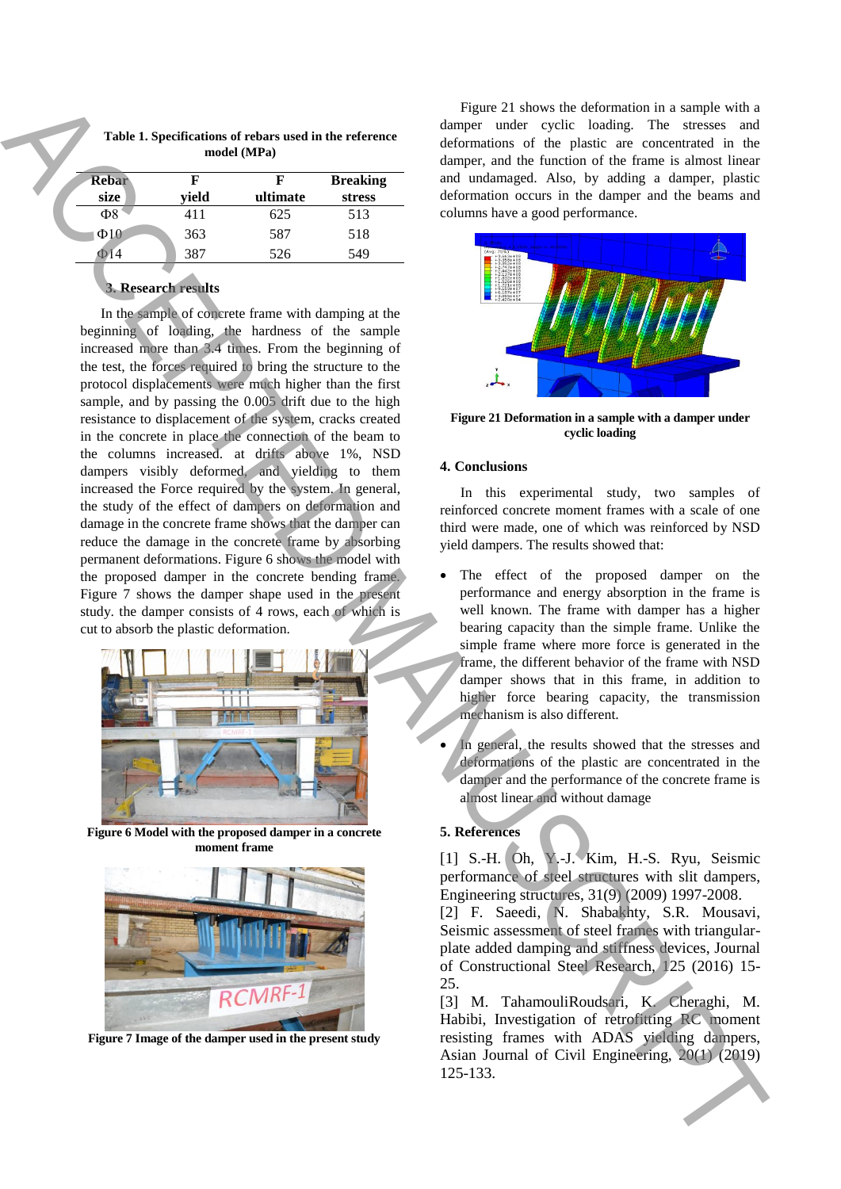**Table 1. Specifications of rebars used in the reference model (MPa)**

| Rebar size | F yield | F ultimate | Breaking stress |
|---|---|---|---|
| Φ8 | 411 | 625 | 513 |
| Φ10 | 363 | 587 | 518 |
| Φ14 | 387 | 526 | 549 |

## 3. Research results

In the sample of concrete frame with damping at the beginning of loading, the hardness of the sample increased more than 3.4 times. From the beginning of the test, the forces required to bring the structure to the protocol displacements were much higher than the first sample, and by passing the 0.005 drift due to the high resistance to displacement of the system, cracks created in the concrete in place the connection of the beam to the columns increased. at drifts above 1%, NSD dampers visibly deformed, and yielding to them increased the Force required by the system. In general, the study of the effect of dampers on deformation and damage in the concrete frame shows that the damper can reduce the damage in the concrete frame by absorbing permanent deformations. Figure 6 shows the model with the proposed damper in the concrete bending frame. Figure 7 shows the damper shape used in the present study. the damper consists of 4 rows, each of which is cut to absorb the plastic deformation.

**Figure 6 Model with the proposed damper in a concrete moment frame**

**Figure 7 Image of the damper used in the present study**

Figure 21 shows the deformation in a sample with a damper under cyclic loading. The stresses and deformations of the plastic are concentrated in the damper, and the function of the frame is almost linear and undamaged. Also, by adding a damper, plastic deformation occurs in the damper and the beams and columns have a good performance.

**Figure 21 Deformation in a sample with a damper under cyclic loading**

## 4. Conclusions

In this experimental study, two samples of reinforced concrete moment frames with a scale of one third were made, one of which was reinforced by NSD yield dampers. The results showed that:

- The effect of the proposed damper on the performance and energy absorption in the frame is well known. The frame with damper has a higher bearing capacity than the simple frame. Unlike the simple frame where more force is generated in the frame, the different behavior of the frame with NSD damper shows that in this frame, in addition to higher force bearing capacity, the transmission mechanism is also different.
- In general, the results showed that the stresses and deformations of the plastic are concentrated in the damper and the performance of the concrete frame is almost linear and without damage

## 5. References

[1] S.-H. Oh, Y.-J. Kim, H.-S. Ryu, Seismic performance of steel structures with slit dampers, Engineering structures, 31(9) (2009) 1997-2008.
[2] F. Saeedi, N. Shabakhty, S.R. Mousavi, Seismic assessment of steel frames with triangular-plate added damping and stiffness devices, Journal of Constructional Steel Research, 125 (2016) 15-25.
[3] M. TahamouliRoudsari, K. Cheraghi, M. Habibi, Investigation of retrofitting RC moment resisting frames with ADAS yielding dampers, Asian Journal of Civil Engineering, 20(1) (2019) 125-133.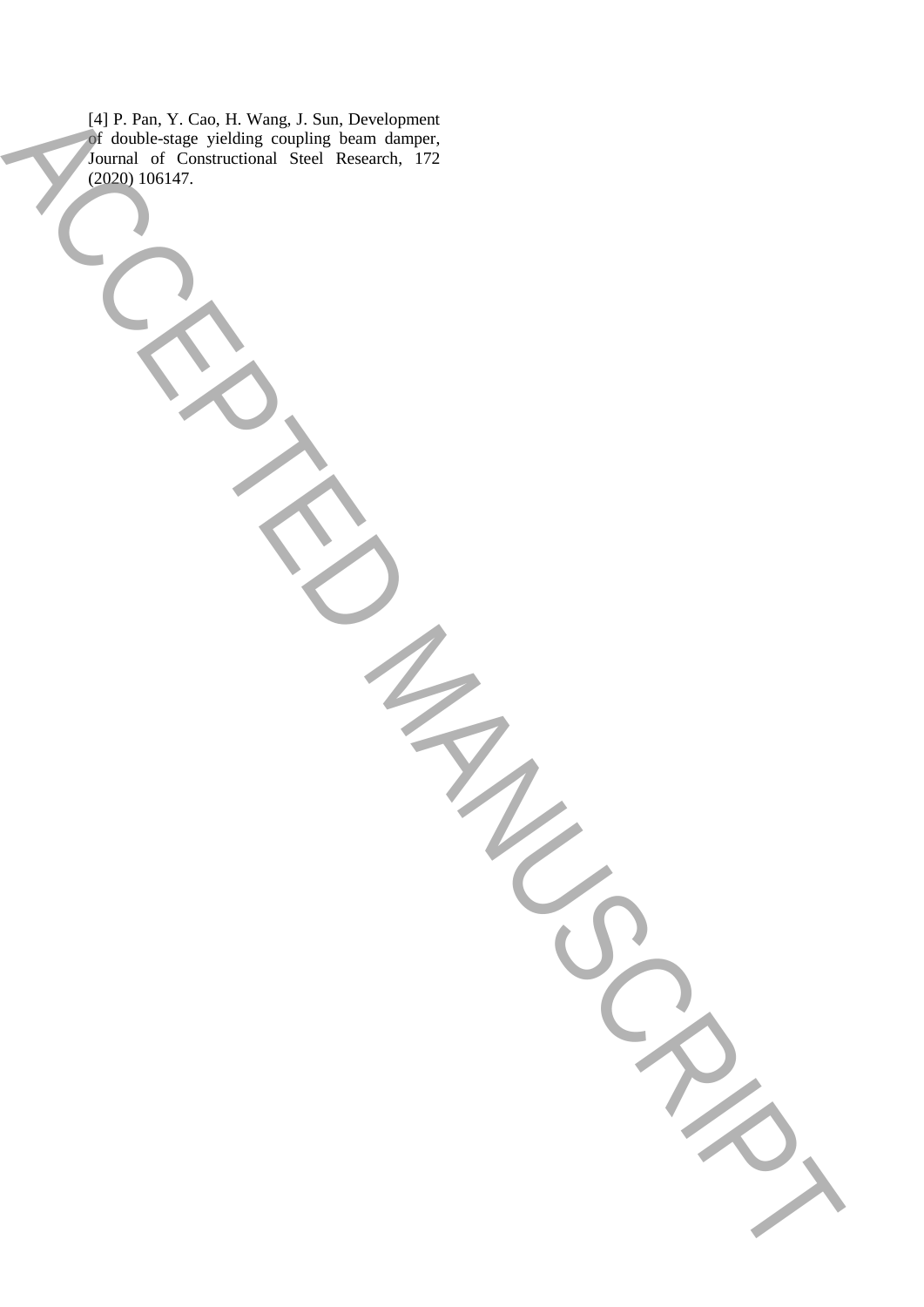[4] P. Pan, Y. Cao, H. Wang, J. Sun, Development of double-stage yielding coupling beam damper, Journal of Constructional Steel Research, 172 (2020) 106147.